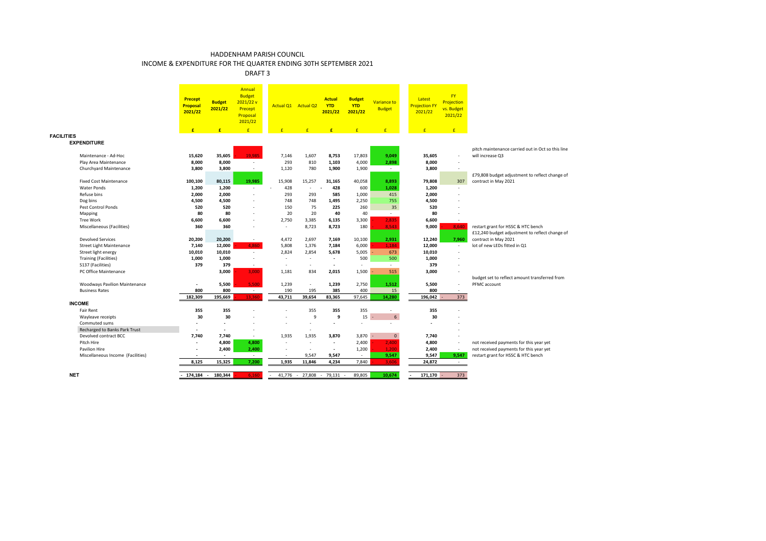# HADDENHAM PARISH COUNCIL

## INCOME & EXPENDITURE FOR THE QUARTER ENDING 30TH SEPTEMBER 2021

### DRAFT 3

| | Precept Proposal 2021/22 | Budget 2021/22 | Annual Budget 2021/22 v Precept Proposal 2021/22 | Actual Q1 | Actual Q2 | Actual YTD 2021/22 | Budget YTD 2021/22 | Variance to Budget | Latest Projection FY 2021/22 | FY Projection vs. Budget 2021/22 | |
|---|---|---|---|---|---|---|---|---|---|---|---|
| | £ | £ | £ | £ | £ | £ | £ | £ | £ | £ | |
| **FACILITIES** | | | | | | | | | | | |
| **EXPENDITURE** | | | | | | | | | | | |
| Maintenance - Ad-Hoc | 15,620 | 35,605 | - 19,985 | 7,146 | 1,607 | 8,753 | 17,803 | 9,049 | 35,605 | - | pitch maintenance carried out in Oct so this line will increase Q3 |
| Play Area Maintenance | 8,000 | 8,000 | - | 293 | 810 | 1,103 | 4,000 | 2,898 | 8,000 | - | |
| Churchyard Maintenance | 3,800 | 3,800 | - | 1,120 | 780 | 1,900 | 1,900 | - | 3,800 | - | |
| Fixed Cost Maintenance | 100,100 | 80,115 | 19,985 | 15,908 | 15,257 | 31,165 | 40,058 | 8,893 | 79,808 | 307 | £79,808 budget adjustment to reflect change of contract in May 2021 |
| Water Ponds | 1,200 | 1,200 | - | - 428 | - | - 428 | 600 | 1,028 | 1,200 | - | |
| Refuse bins | 2,000 | 2,000 | - | 293 | 293 | 585 | 1,000 | 415 | 2,000 | - | |
| Dog bins | 4,500 | 4,500 | - | 748 | 748 | 1,495 | 2,250 | 755 | 4,500 | - | |
| Pest Control Ponds | 520 | 520 | - | 150 | 75 | 225 | 260 | 35 | 520 | - | |
| Mapping | 80 | 80 | - | 20 | 20 | 40 | 40 | - | 80 | - | |
| Tree Work | 6,600 | 6,600 | - | 2,750 | 3,385 | 6,135 | 3,300 | - 2,835 | 6,600 | - | |
| Miscellaneous (Facilities) | 360 | 360 | - | - | 8,723 | 8,723 | 180 | - 8,543 | 9,000 | - 8,640 | restart grant for HSSC & HTC bench |
| Devolved Services | 20,200 | 20,200 | - | 4,472 | 2,697 | 7,169 | 10,100 | 2,931 | 12,240 | 7,960 | £12,240 budget adjustment to reflect change of contract in May 2021 |
| Street Light Maintenance | 7,140 | 12,000 | - 4,860 | 5,808 | 1,376 | 7,184 | 6,000 | - 1,184 | 12,000 | - | lot of new LEDs fitted in Q1 |
| Street light energy | 10,010 | 10,010 | - | 2,824 | 2,854 | 5,678 | 5,005 | - 673 | 10,010 | - | |
| Training (Facilities) | 1,000 | 1,000 | - | - | - | - | 500 | 500 | 1,000 | - | |
| S137 (Facilities) | 379 | 379 | - | - | - | - | - | - | 379 | - | |
| PC Office Maintenance | | 3,000 | - 3,000 | 1,181 | 834 | 2,015 | 1,500 | - 515 | 3,000 | - | |
| Woodways Pavilion Maintenance | - | 5,500 | - 5,500 | 1,239 | - | 1,239 | 2,750 | 1,512 | 5,500 | - | budget set to reflect amount transferred from PFMC account |
| Business Rates | 800 | 800 | - | 190 | 195 | 385 | 400 | 15 | 800 | - | |
| | 182,309 | 195,669 | - 13,360 | 43,711 | 39,654 | 83,365 | 97,645 | 14,280 | 196,042 | - 373 | |
| **INCOME** | | | | | | | | | | | |
| Fair Rent | 355 | 355 | - | - | 355 | 355 | 355 | - | 355 | - | |
| Wayleave receipts | 30 | 30 | - | - | 9 | 9 | 15 | - 6 | 30 | - | |
| Commuted sums | - | - | - | - | - | - | - | - | - | - | |
| Recharged to Banks Park Trust | - | - | - | - | - | - | - | - | - | - | |
| Devolved contract BCC | 7,740 | 7,740 | - | 1,935 | 1,935 | 3,870 | 3,870 | - 0 | 7,740 | - | |
| Pitch Hire | - | 4,800 | 4,800 | - | - | - | 2,400 | - 2,400 | 4,800 | - | not received payments for this year yet |
| Pavilion Hire | - | 2,400 | 2,400 | - | - | - | 1,200 | - 1,200 | 2,400 | - | not received payments for this year yet |
| Miscellaneous Income (Facilities) | - | - | - | - | 9,547 | 9,547 | - | 9,547 | 9,547 | 9,547 | restart grant for HSSC & HTC bench |
| | 8,125 | 15,325 | 7,200 | 1,935 | 11,846 | 4,234 | 7,840 | - 3,606 | 24,872 | - | |
| **NET** | - 174,184 | - 180,344 | - 6,160 | - 41,776 | - 27,808 | - 79,131 | - 89,805 | 10,674 | - 171,170 | - 373 | |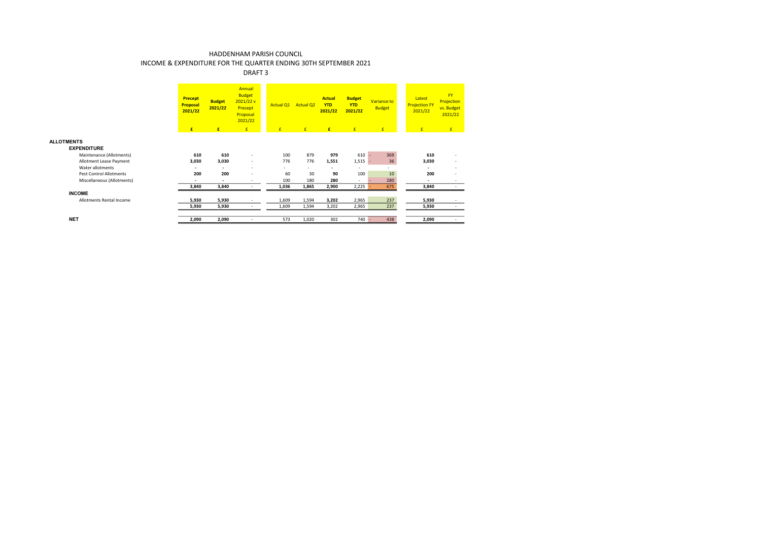# HADDENHAM PARISH COUNCIL

## INCOME & EXPENDITURE FOR THE QUARTER ENDING 30TH SEPTEMBER 2021

### DRAFT 3

| | Precept Proposal 2021/22 | Budget 2021/22 | Annual Budget 2021/22 v Precept Proposal 2021/22 | Actual Q1 | Actual Q2 | Actual YTD 2021/22 | Budget YTD 2021/22 | Variance to Budget | Latest Projection FY 2021/22 | FY Projection vs. Budget 2021/22 |
|---|---|---|---|---|---|---|---|---|---|---|
| | £ | £ | £ | £ | £ | £ | £ | £ | £ | £ |
| **ALLOTMENTS** | | | | | | | | | | |
| **EXPENDITURE** | | | | | | | | | | |
| Maintenance (Allotments) | 610 | 610 | - | 100 | 879 | 979 | 610 | - 369 | 610 | - |
| Allotment Lease Payment | 3,030 | 3,030 | - | 776 | 776 | 1,551 | 1,515 | - 36 | 3,030 | - |
| Water allotments | - | - | - | - | - | - | - | - | - | - |
| Pest Control Allotments | 200 | 200 | - | 60 | 30 | 90 | 100 | 10 | 200 | - |
| Miscellaneous (Allotments) | - | - | - | 100 | 180 | 280 | - | - 280 | - | - |
| | 3,840 | 3,840 | - | 1,036 | 1,865 | 2,900 | 2,225 | - 675 | 3,840 | - |
| **INCOME** | | | | | | | | | | |
| Allotments Rental Income | 5,930 | 5,930 | - | 1,609 | 1,594 | 3,202 | 2,965 | 237 | 5,930 | - |
| | 5,930 | 5,930 | - | 1,609 | 1,594 | 3,202 | 2,965 | 237 | 5,930 | - |
| **NET** | 2,090 | 2,090 | - | 573 | 1,020 | 302 | 740 | - 438 | 2,090 | - |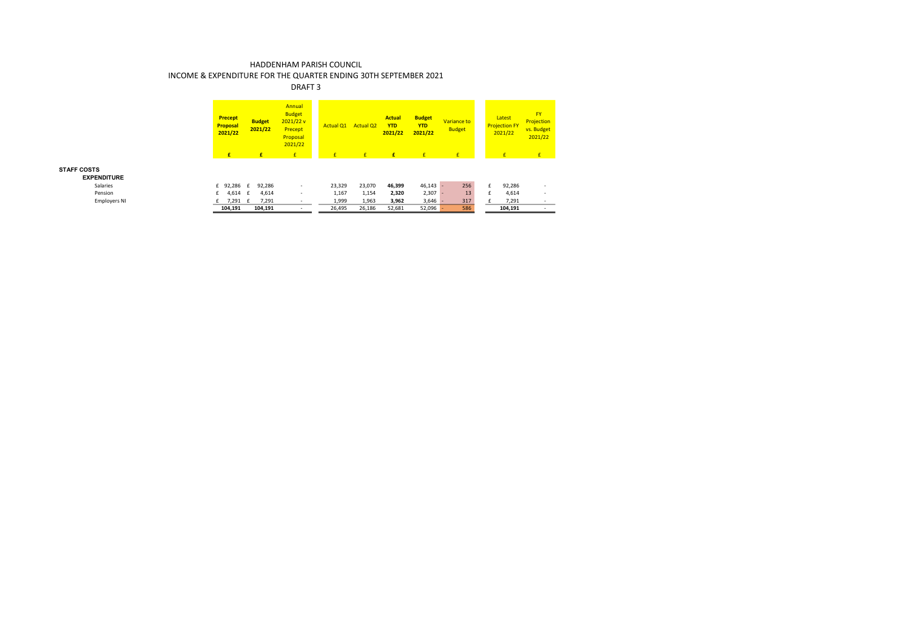# HADDENHAM PARISH COUNCIL

## INCOME & EXPENDITURE FOR THE QUARTER ENDING 30TH SEPTEMBER 2021

### DRAFT 3

| | Precept Proposal 2021/22 | Budget 2021/22 | Annual Budget 2021/22 v Precept Proposal 2021/22 | Actual Q1 | Actual Q2 | Actual YTD 2021/22 | Budget YTD 2021/22 | Variance to Budget | Latest Projection FY 2021/22 | FY Projection vs. Budget 2021/22 |
|---|---|---|---|---|---|---|---|---|---|---|
| | £ | £ | £ | £ | £ | £ | £ | £ | £ | £ |
| **STAFF COSTS** | | | | | | | | | | |
| **EXPENDITURE** | | | | | | | | | | |
| Salaries | £ 92,286 | £ 92,286 | - | 23,329 | 23,070 | **46,399** | 46,143 | - 256 | £ 92,286 | - |
| Pension | £ 4,614 | £ 4,614 | - | 1,167 | 1,154 | **2,320** | 2,307 | - 13 | £ 4,614 | - |
| Employers NI | £ 7,291 | £ 7,291 | - | 1,999 | 1,963 | **3,962** | 3,646 | - 317 | £ 7,291 | - |
| | **104,191** | **104,191** | - | 26,495 | 26,186 | 52,681 | 52,096 | - 586 | **104,191** | - |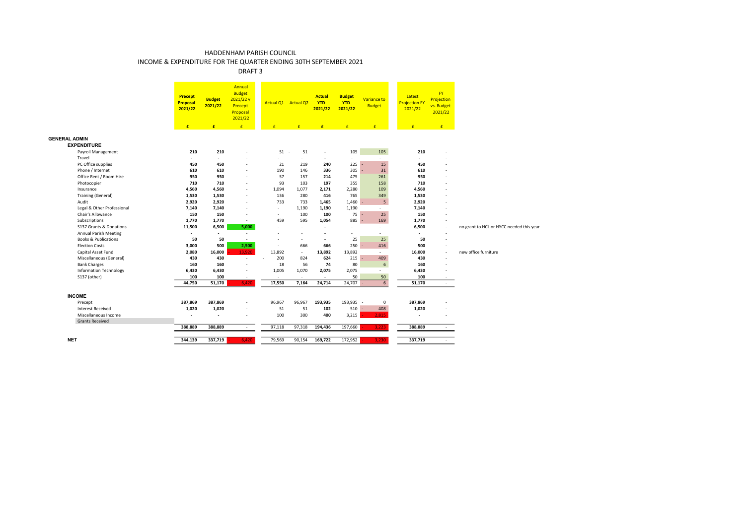# HADDENHAM PARISH COUNCIL

## INCOME & EXPENDITURE FOR THE QUARTER ENDING 30TH SEPTEMBER 2021

### DRAFT 3

| | Precept Proposal 2021/22 | Budget 2021/22 | Annual Budget 2021/22 v Precept Proposal 2021/22 | Actual Q1 | Actual Q2 | Actual YTD 2021/22 | Budget YTD 2021/22 | Variance to Budget | Latest Projection FY 2021/22 | FY Projection vs. Budget 2021/22 | |
|---|---|---|---|---|---|---|---|---|---|---|---|
| | £ | £ | £ | £ | £ | £ | £ | £ | £ | £ | |
| **GENERAL ADMIN** | | | | | | | | | | | |
| **EXPENDITURE** | | | | | | | | | | | |
| Payroll Management | 210 | 210 | - | 51 | - 51 | - | 105 | 105 | 210 | - | |
| Travel | - | - | - | - | - | - | - | - | - | - | |
| PC Office supplies | 450 | 450 | - | 21 | 219 | 240 | 225 | - 15 | 450 | - | |
| Phone / Internet | 610 | 610 | - | 190 | 146 | 336 | 305 | - 31 | 610 | - | |
| Office Rent / Room Hire | 950 | 950 | - | 57 | 157 | 214 | 475 | 261 | 950 | - | |
| Photocopier | 710 | 710 | - | 93 | 103 | 197 | 355 | 158 | 710 | - | |
| Insurance | 4,560 | 4,560 | - | 1,094 | 1,077 | 2,171 | 2,280 | 109 | 4,560 | - | |
| Training (General) | 1,530 | 1,530 | - | 136 | 280 | 416 | 765 | 349 | 1,530 | - | |
| Audit | 2,920 | 2,920 | - | 733 | 733 | 1,465 | 1,460 | - 5 | 2,920 | - | |
| Legal & Other Professional | 7,140 | 7,140 | - | - | 1,190 | 1,190 | 1,190 | - | 7,140 | - | |
| Chair's Allowance | 150 | 150 | - | - | 100 | 100 | 75 | - 25 | 150 | - | |
| Subscriptions | 1,770 | 1,770 | - | 459 | 595 | 1,054 | 885 | - 169 | 1,770 | - | |
| S137 Grants & Donations | 11,500 | 6,500 | 5,000 | - | - | - | - | - | 6,500 | - | no grant to HCL or HYCC needed this year |
| Annual Parish Meeting | - | - | - | - | - | - | - | - | - | - | |
| Books & Publications | 50 | 50 | - | - | - | - | 25 | 25 | 50 | - | |
| Election Costs | 3,000 | 500 | 2,500 | - | 666 | 666 | 250 | - 416 | 500 | - | |
| Capital Asset Fund | 2,080 | 16,000 | - 13,920 | 13,892 | - | 13,892 | 13,892 | - | 16,000 | - | new office furniture |
| Miscellaneous (General) | 430 | 430 | - | - 200 | 824 | 624 | 215 | - 409 | 430 | - | |
| Bank Charges | 160 | 160 | - | 18 | 56 | 74 | 80 | 6 | 160 | - | |
| Information Technology | 6,430 | 6,430 | - | 1,005 | 1,070 | 2,075 | 2,075 | - | 6,430 | - | |
| S137 (other) | 100 | 100 | - | - | - | - | 50 | 50 | 100 | - | |
| | 44,750 | 51,170 | - 6,420 | 17,550 | 7,164 | 24,714 | 24,707 | - 6 | 51,170 | - | |
| **INCOME** | | | | | | | | | | | |
| Precept | 387,869 | 387,869 | - | 96,967 | 96,967 | 193,935 | 193,935 | - 0 | 387,869 | - | |
| Interest Received | 1,020 | 1,020 | - | 51 | 51 | 102 | 510 | - 408 | 1,020 | - | |
| Miscellaneous Income | - | - | - | 100 | 300 | 400 | 3,215 | - 2,815 | - | - | |
| Grants Received | | | | | | | | | | | |
| | 388,889 | 388,889 | - | 97,118 | 97,318 | 194,436 | 197,660 | - 3,223 | 388,889 | - | |
| **NET** | 344,139 | 337,719 | - 6,420 | 79,569 | 90,154 | 169,722 | 172,952 | - 3,230 | 337,719 | - | |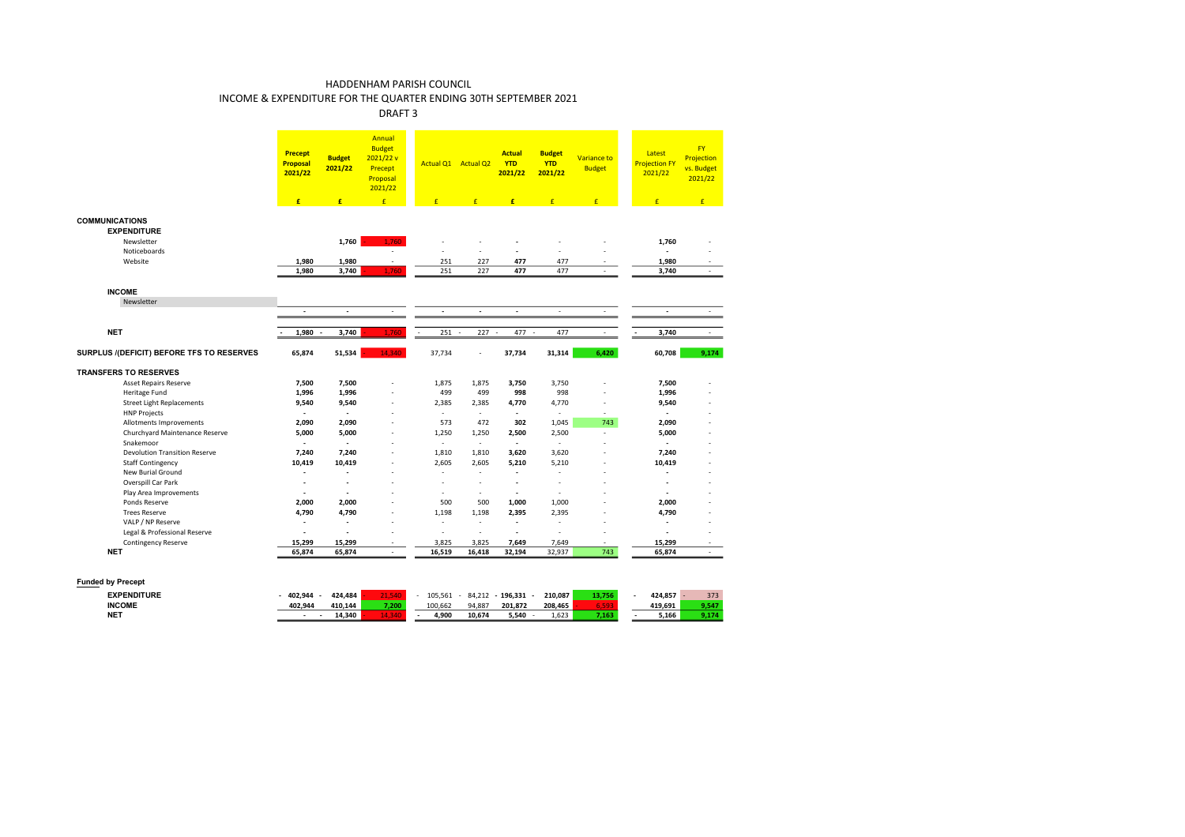# HADDENHAM PARISH COUNCIL

## INCOME & EXPENDITURE FOR THE QUARTER ENDING 30TH SEPTEMBER 2021

DRAFT 3

| | Precept Proposal 2021/22 | Budget 2021/22 | Annual Budget 2021/22 v Precept Proposal 2021/22 | Actual Q1 | Actual Q2 | Actual YTD 2021/22 | Budget YTD 2021/22 | Variance to Budget | Latest Projection FY 2021/22 | FY Projection vs. Budget 2021/22 |
|---|---|---|---|---|---|---|---|---|---|---|
| | £ | £ | £ | £ | £ | £ | £ | £ | £ | £ |
| **COMMUNICATIONS** | | | | | | | | | | |
| **EXPENDITURE** | | | | | | | | | | |
| Newsletter | | 1,760 | - 1,760 | - | - | - | - | - | 1,760 | - |
| Noticeboards | | | - | - | - | - | - | - | - | - |
| Website | 1,980 | 1,980 | - | 251 | 227 | 477 | 477 | - | 1,980 | - |
| | 1,980 | 3,740 | - 1,760 | 251 | 227 | 477 | 477 | - | 3,740 | - |
| **INCOME** | | | | | | | | | | |
| Newsletter | | | | | | | | | | |
| | - | - | - | - | - | - | - | - | - | - |
| **NET** | - 1,980 | - 3,740 | 1,760 | - 251 | - 227 | - 477 | - 477 | - | - 3,740 | - |
| **SURPLUS /(DEFICIT) BEFORE TFS TO RESERVES** | 65,874 | 51,534 | - 14,340 | 37,734 | - | 37,734 | 31,314 | 6,420 | 60,708 | 9,174 |
| **TRANSFERS TO RESERVES** | | | | | | | | | | |
| Asset Repairs Reserve | 7,500 | 7,500 | - | 1,875 | 1,875 | 3,750 | 3,750 | - | 7,500 | - |
| Heritage Fund | 1,996 | 1,996 | - | 499 | 499 | 998 | 998 | - | 1,996 | - |
| Street Light Replacements | 9,540 | 9,540 | - | 2,385 | 2,385 | 4,770 | 4,770 | - | 9,540 | - |
| HNP Projects | - | - | - | - | - | - | - | - | - | - |
| Allotments Improvements | 2,090 | 2,090 | - | 573 | 472 | 302 | 1,045 | 743 | 2,090 | - |
| Churchyard Maintenance Reserve | 5,000 | 5,000 | - | 1,250 | 1,250 | 2,500 | 2,500 | - | 5,000 | - |
| Snakemoor | - | - | - | - | - | - | - | - | - | - |
| Devolution Transition Reserve | 7,240 | 7,240 | - | 1,810 | 1,810 | 3,620 | 3,620 | - | 7,240 | - |
| Staff Contingency | 10,419 | 10,419 | - | 2,605 | 2,605 | 5,210 | 5,210 | - | 10,419 | - |
| New Burial Ground | - | - | - | - | - | - | - | - | - | - |
| Overspill Car Park | - | - | - | - | - | - | - | - | - | - |
| Play Area Improvements | - | - | - | - | - | - | - | - | - | - |
| Ponds Reserve | 2,000 | 2,000 | - | 500 | 500 | 1,000 | 1,000 | - | 2,000 | - |
| Trees Reserve | 4,790 | 4,790 | - | 1,198 | 1,198 | 2,395 | 2,395 | - | 4,790 | - |
| VALP / NP Reserve | - | - | - | - | - | - | - | - | - | - |
| Legal & Professional Reserve | - | - | - | - | - | - | - | - | - | - |
| Contingency Reserve | 15,299 | 15,299 | - | 3,825 | 3,825 | 7,649 | 7,649 | - | 15,299 | - |
| **NET** | 65,874 | 65,874 | - | 16,519 | 16,418 | 32,194 | 32,937 | 743 | 65,874 | - |
| **Funded by Precept** | | | | | | | | | | |
| **EXPENDITURE** | - 402,944 | - 424,484 | 21,540 | - 105,561 | - 84,212 | - 196,331 | - 210,087 | 13,756 | - 424,857 | - 373 |
| **INCOME** | 402,944 | 410,144 | 7,200 | 100,662 | 94,887 | 201,872 | 208,465 | - 6,593 | 419,691 | 9,547 |
| **NET** | - | - 14,340 | - 14,340 | - 4,900 | 10,674 | 5,540 | - 1,623 | 7,163 | - 5,166 | 9,174 |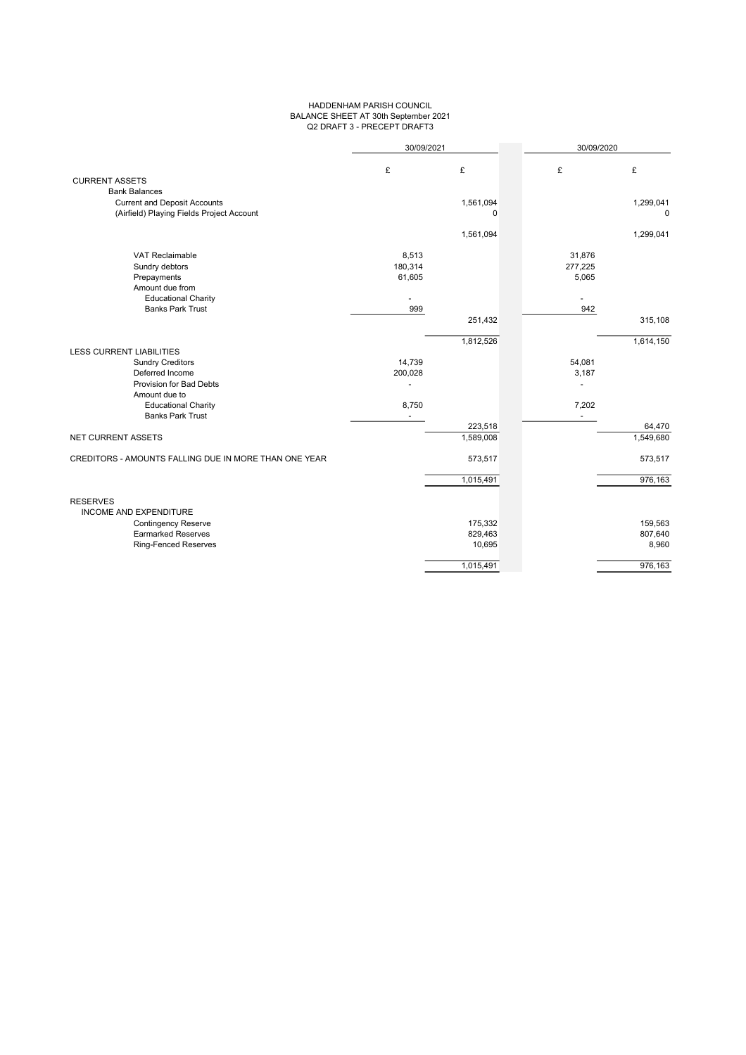# HADDENHAM PARISH COUNCIL
## BALANCE SHEET AT 30th September 2021
### Q2 DRAFT 3 - PRECEPT DRAFT3

| | 30/09/2021 | | 30/09/2020 | |
|---|---|---|---|---|
| | £ | £ | £ | £ |
| **CURRENT ASSETS** | | | | |
| Bank Balances | | | | |
| Current and Deposit Accounts | | 1,561,094 | | 1,299,041 |
| (Airfield) Playing Fields Project Account | | 0 | | 0 |
| | | 1,561,094 | | 1,299,041 |
| VAT Reclaimable | 8,513 | | 31,876 | |
| Sundry debtors | 180,314 | | 277,225 | |
| Prepayments | 61,605 | | 5,065 | |
| Amount due from | | | | |
| Educational Charity | - | | - | |
| Banks Park Trust | 999 | | 942 | |
| | | 251,432 | | 315,108 |
| | | 1,812,526 | | 1,614,150 |
| **LESS CURRENT LIABILITIES** | | | | |
| Sundry Creditors | 14,739 | | 54,081 | |
| Deferred Income | 200,028 | | 3,187 | |
| Provision for Bad Debts | - | | - | |
| Amount due to | | | | |
| Educational Charity | 8,750 | | 7,202 | |
| Banks Park Trust | - | | - | |
| | | 223,518 | | 64,470 |
| NET CURRENT ASSETS | | 1,589,008 | | 1,549,680 |
| CREDITORS - AMOUNTS FALLING DUE IN MORE THAN ONE YEAR | | 573,517 | | 573,517 |
| | | 1,015,491 | | 976,163 |
| **RESERVES** | | | | |
| INCOME AND EXPENDITURE | | | | |
| Contingency Reserve | | 175,332 | | 159,563 |
| Earmarked Reserves | | 829,463 | | 807,640 |
| Ring-Fenced Reserves | | 10,695 | | 8,960 |
| | | 1,015,491 | | 976,163 |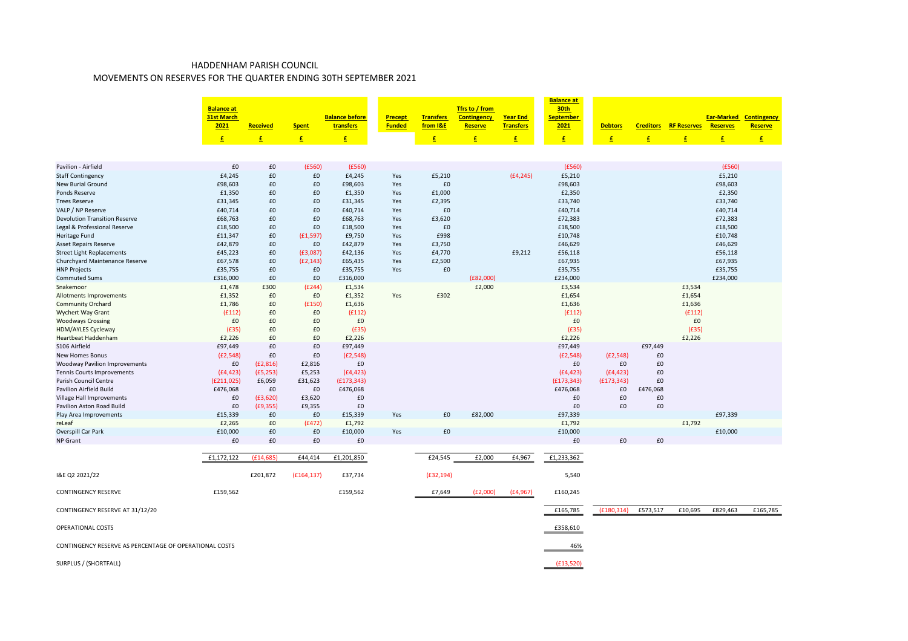# HADDENHAM PARISH COUNCIL

## MOVEMENTS ON RESERVES FOR THE QUARTER ENDING 30TH SEPTEMBER 2021

| | Balance at 31st March 2021 £ | Received £ | Spent £ | Balance before transfers £ | Precept Funded | Transfers from I&E £ | Tfrs to / from Contingency Reserve £ | Year End Transfers £ | Balance at 30th September 2021 £ | Debtors £ | Creditors £ | RF Reserves £ | Ear-Marked Reserves £ | Contingency Reserve £ |
|---|---|---|---|---|---|---|---|---|---|---|---|---|---|---|
| Pavilion - Airfield | £0 | £0 | (£560) | (£560) | | | | | (£560) | | | | (£560) | |
| Staff Contingency | £4,245 | £0 | £0 | £4,245 | Yes | £5,210 | | (£4,245) | £5,210 | | | | £5,210 | |
| New Burial Ground | £98,603 | £0 | £0 | £98,603 | Yes | £0 | | | £98,603 | | | | £98,603 | |
| Ponds Reserve | £1,350 | £0 | £0 | £1,350 | Yes | £1,000 | | | £2,350 | | | | £2,350 | |
| Trees Reserve | £31,345 | £0 | £0 | £31,345 | Yes | £2,395 | | | £33,740 | | | | £33,740 | |
| VALP / NP Reserve | £40,714 | £0 | £0 | £40,714 | Yes | £0 | | | £40,714 | | | | £40,714 | |
| Devolution Transition Reserve | £68,763 | £0 | £0 | £68,763 | Yes | £3,620 | | | £72,383 | | | | £72,383 | |
| Legal & Professional Reserve | £18,500 | £0 | £0 | £18,500 | Yes | £0 | | | £18,500 | | | | £18,500 | |
| Heritage Fund | £11,347 | £0 | (£1,597) | £9,750 | Yes | £998 | | | £10,748 | | | | £10,748 | |
| Asset Repairs Reserve | £42,879 | £0 | £0 | £42,879 | Yes | £3,750 | | | £46,629 | | | | £46,629 | |
| Street Light Replacements | £45,223 | £0 | (£3,087) | £42,136 | Yes | £4,770 | | £9,212 | £56,118 | | | | £56,118 | |
| Churchyard Maintenance Reserve | £67,578 | £0 | (£2,143) | £65,435 | Yes | £2,500 | | | £67,935 | | | | £67,935 | |
| HNP Projects | £35,755 | £0 | £0 | £35,755 | Yes | £0 | | | £35,755 | | | | £35,755 | |
| Commuted Sums | £316,000 | £0 | £0 | £316,000 | | | (£82,000) | | £234,000 | | | | £234,000 | |
| Snakemoor | £1,478 | £300 | (£244) | £1,534 | | | £2,000 | | £3,534 | | | £3,534 | | |
| Allotments Improvements | £1,352 | £0 | £0 | £1,352 | Yes | £302 | | | £1,654 | | | £1,654 | | |
| Community Orchard | £1,786 | £0 | (£150) | £1,636 | | | | | £1,636 | | | £1,636 | | |
| Wychert Way Grant | (£112) | £0 | £0 | (£112) | | | | | (£112) | | | (£112) | | |
| Woodways Crossing | £0 | £0 | £0 | £0 | | | | | £0 | | | £0 | | |
| HDM/AYLES Cycleway | (£35) | £0 | £0 | (£35) | | | | | (£35) | | | (£35) | | |
| Heartbeat Haddenham | £2,226 | £0 | £0 | £2,226 | | | | | £2,226 | | | £2,226 | | |
| S106 Airfield | £97,449 | £0 | £0 | £97,449 | | | | | £97,449 | | £97,449 | | | |
| New Homes Bonus | (£2,548) | £0 | £0 | (£2,548) | | | | | (£2,548) | (£2,548) | £0 | | | |
| Woodway Pavilion Improvements | £0 | (£2,816) | £2,816 | £0 | | | | | £0 | £0 | £0 | | | |
| Tennis Courts Improvements | (£4,423) | (£5,253) | £5,253 | (£4,423) | | | | | (£4,423) | (£4,423) | £0 | | | |
| Parish Council Centre | (£211,025) | £6,059 | £31,623 | (£173,343) | | | | | (£173,343) | (£173,343) | £0 | | | |
| Pavilion Airfield Build | £476,068 | £0 | £0 | £476,068 | | | | | £476,068 | £0 | £476,068 | | | |
| Village Hall Improvements | £0 | (£3,620) | £3,620 | £0 | | | | | £0 | £0 | £0 | | | |
| Pavilion Aston Road Build | £0 | (£9,355) | £9,355 | £0 | | | | | £0 | £0 | £0 | | | |
| Play Area Improvements | £15,339 | £0 | £0 | £15,339 | Yes | £0 | £82,000 | | £97,339 | | | | £97,339 | |
| reLeaf | £2,265 | £0 | (£472) | £1,792 | | | | | £1,792 | | | £1,792 | | |
| Overspill Car Park | £10,000 | £0 | £0 | £10,000 | Yes | £0 | | | £10,000 | | | | £10,000 | |
| NP Grant | £0 | £0 | £0 | £0 | | | | | £0 | £0 | £0 | | | |
| | £1,172,122 | (£14,685) | £44,414 | £1,201,850 | | £24,545 | £2,000 | £4,967 | £1,233,362 | | | | | |
| I&E Q2 2021/22 | | £201,872 | (£164,137) | £37,734 | | (£32,194) | | | 5,540 | | | | | |
| CONTINGENCY RESERVE | £159,562 | | | £159,562 | | £7,649 | (£2,000) | (£4,967) | £160,245 | | | | | |
| CONTINGENCY RESERVE AT 31/12/20 | | | | | | | | | £165,785 | (£180,314) | £573,517 | £10,695 | £829,463 | £165,785 |
| OPERATIONAL COSTS | | | | | | | | | £358,610 | | | | | |
| CONTINGENCY RESERVE AS PERCENTAGE OF OPERATIONAL COSTS | | | | | | | | | 46% | | | | | |
| SURPLUS / (SHORTFALL) | | | | | | | | | (£13,520) | | | | | |